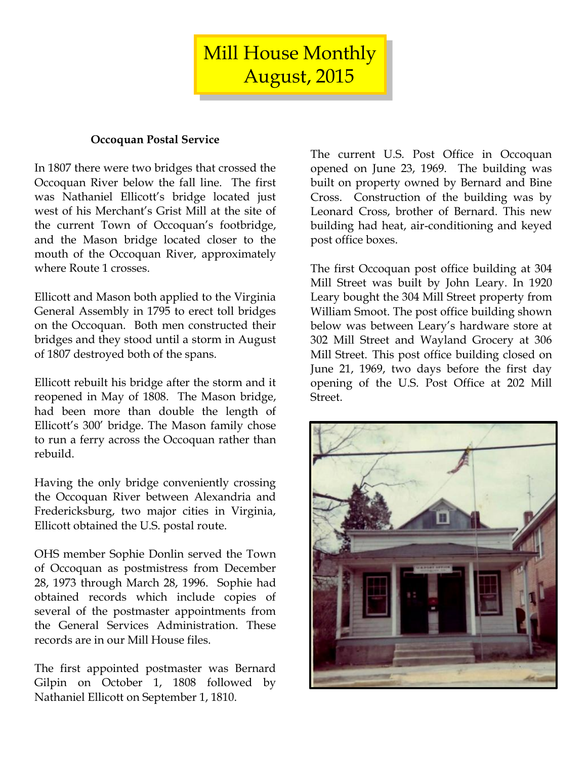# Mill House Monthly
# August, 2015

### Occoquan Postal Service

In 1807 there were two bridges that crossed the Occoquan River below the fall line. The first was Nathaniel Ellicott's bridge located just west of his Merchant's Grist Mill at the site of the current Town of Occoquan's footbridge, and the Mason bridge located closer to the mouth of the Occoquan River, approximately where Route 1 crosses.

Ellicott and Mason both applied to the Virginia General Assembly in 1795 to erect toll bridges on the Occoquan. Both men constructed their bridges and they stood until a storm in August of 1807 destroyed both of the spans.

Ellicott rebuilt his bridge after the storm and it reopened in May of 1808. The Mason bridge, had been more than double the length of Ellicott's 300' bridge. The Mason family chose to run a ferry across the Occoquan rather than rebuild.

Having the only bridge conveniently crossing the Occoquan River between Alexandria and Fredericksburg, two major cities in Virginia, Ellicott obtained the U.S. postal route.

OHS member Sophie Donlin served the Town of Occoquan as postmistress from December 28, 1973 through March 28, 1996. Sophie had obtained records which include copies of several of the postmaster appointments from the General Services Administration. These records are in our Mill House files.

The first appointed postmaster was Bernard Gilpin on October 1, 1808 followed by Nathaniel Ellicott on September 1, 1810.

The current U.S. Post Office in Occoquan opened on June 23, 1969. The building was built on property owned by Bernard and Bine Cross. Construction of the building was by Leonard Cross, brother of Bernard. This new building had heat, air-conditioning and keyed post office boxes.

The first Occoquan post office building at 304 Mill Street was built by John Leary. In 1920 Leary bought the 304 Mill Street property from William Smoot. The post office building shown below was between Leary's hardware store at 302 Mill Street and Wayland Grocery at 306 Mill Street. This post office building closed on June 21, 1969, two days before the first day opening of the U.S. Post Office at 202 Mill Street.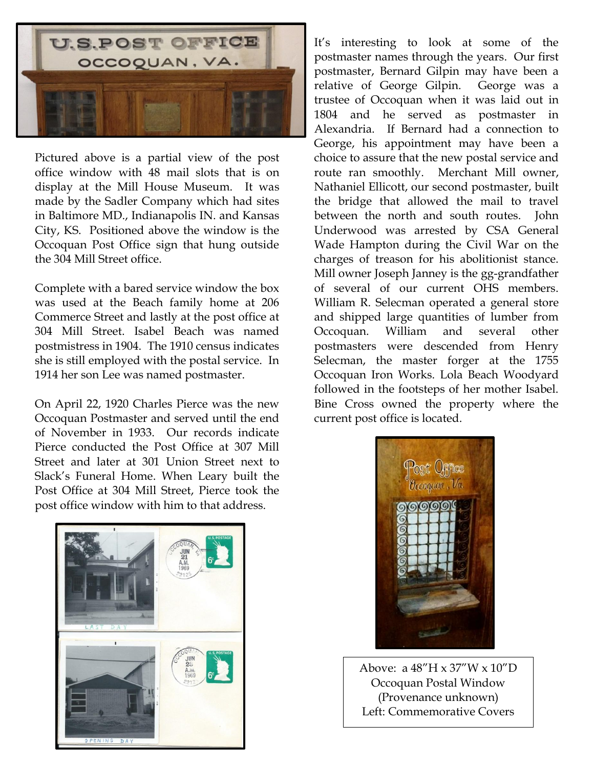Pictured above is a partial view of the post office window with 48 mail slots that is on display at the Mill House Museum. It was made by the Sadler Company which had sites in Baltimore MD., Indianapolis IN. and Kansas City, KS. Positioned above the window is the Occoquan Post Office sign that hung outside the 304 Mill Street office.

Complete with a bared service window the box was used at the Beach family home at 206 Commerce Street and lastly at the post office at 304 Mill Street. Isabel Beach was named postmistress in 1904. The 1910 census indicates she is still employed with the postal service. In 1914 her son Lee was named postmaster.

On April 22, 1920 Charles Pierce was the new Occoquan Postmaster and served until the end of November in 1933. Our records indicate Pierce conducted the Post Office at 307 Mill Street and later at 301 Union Street next to Slack's Funeral Home. When Leary built the Post Office at 304 Mill Street, Pierce took the post office window with him to that address.

It's interesting to look at some of the postmaster names through the years. Our first postmaster, Bernard Gilpin may have been a relative of George Gilpin. George was a trustee of Occoquan when it was laid out in 1804 and he served as postmaster in Alexandria. If Bernard had a connection to George, his appointment may have been a choice to assure that the new postal service and route ran smoothly. Merchant Mill owner, Nathaniel Ellicott, our second postmaster, built the bridge that allowed the mail to travel between the north and south routes. John Underwood was arrested by CSA General Wade Hampton during the Civil War on the charges of treason for his abolitionist stance. Mill owner Joseph Janney is the gg-grandfather of several of our current OHS members. William R. Selecman operated a general store and shipped large quantities of lumber from Occoquan. William and several other postmasters were descended from Henry Selecman, the master forger at the 1755 Occoquan Iron Works. Lola Beach Woodyard followed in the footsteps of her mother Isabel. Bine Cross owned the property where the current post office is located.

Above: a 48"H x 37"W x 10"D Occoquan Postal Window (Provenance unknown)
Left: Commemorative Covers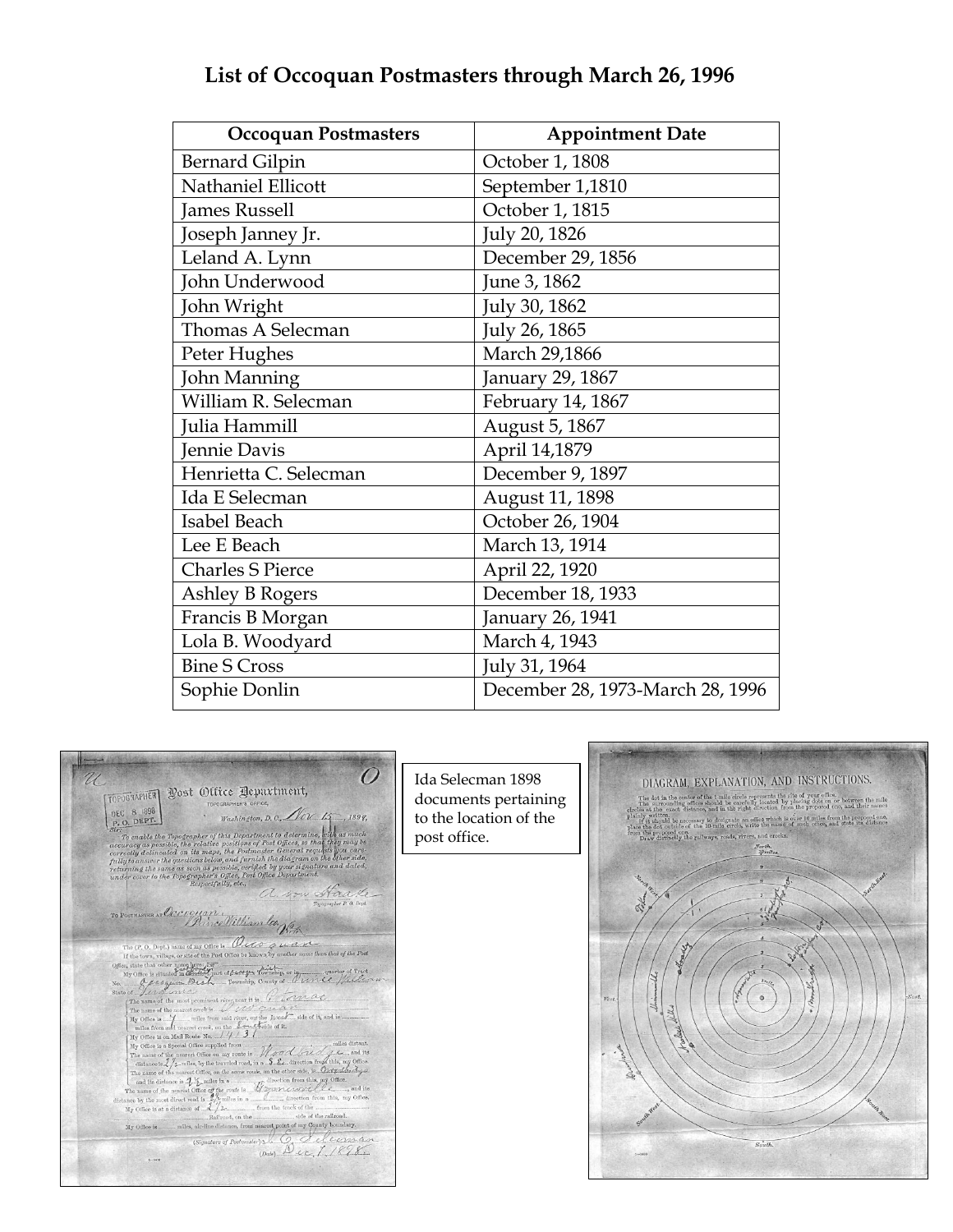# List of Occoquan Postmasters through March 26, 1996

| Occoquan Postmasters | Appointment Date |
|---|---|
| Bernard Gilpin | October 1, 1808 |
| Nathaniel Ellicott | September 1,1810 |
| James Russell | October 1, 1815 |
| Joseph Janney Jr. | July 20, 1826 |
| Leland A. Lynn | December 29, 1856 |
| John Underwood | June 3, 1862 |
| John Wright | July 30, 1862 |
| Thomas A Selecman | July 26, 1865 |
| Peter Hughes | March 29,1866 |
| John Manning | January 29, 1867 |
| William R. Selecman | February 14, 1867 |
| Julia Hammill | August 5, 1867 |
| Jennie Davis | April 14,1879 |
| Henrietta C. Selecman | December 9, 1897 |
| Ida E Selecman | August 11, 1898 |
| Isabel Beach | October 26, 1904 |
| Lee E Beach | March 13, 1914 |
| Charles S Pierce | April 22, 1920 |
| Ashley B Rogers | December 18, 1933 |
| Francis B Morgan | January 26, 1941 |
| Lola B. Woodyard | March 4, 1943 |
| Bine S Cross | July 31, 1964 |
| Sophie Donlin | December 28, 1973-March 28, 1996 |

Ida Selecman 1898 documents pertaining to the location of the post office.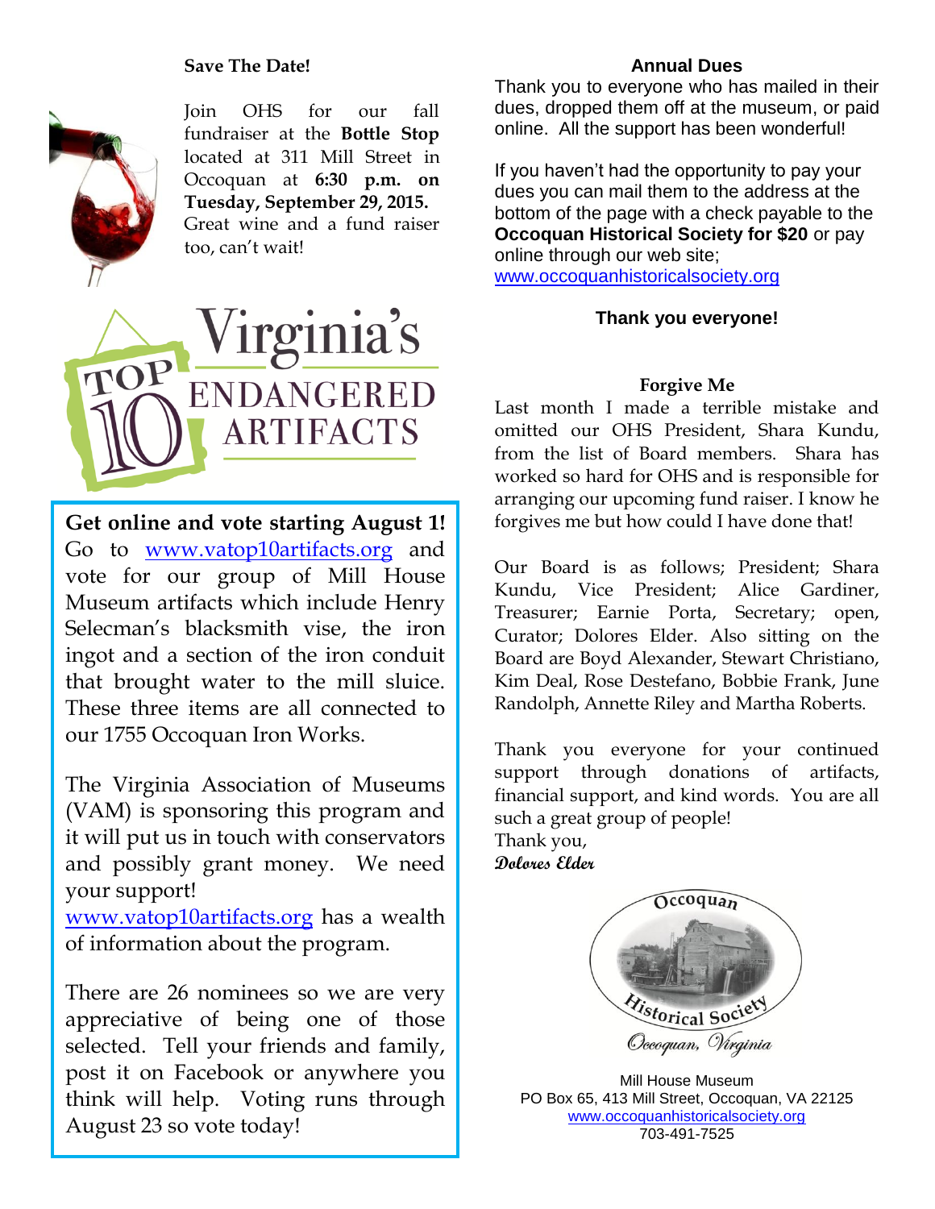### Save The Date!

Join OHS for our fall fundraiser at the **Bottle Stop** located at 311 Mill Street in Occoquan at **6:30 p.m. on Tuesday, September 29, 2015.** Great wine and a fund raiser too, can't wait!

Virginia's TOP 10 ENDANGERED ARTIFACTS

**Get online and vote starting August 1!** Go to www.vatop10artifacts.org and vote for our group of Mill House Museum artifacts which include Henry Selecman's blacksmith vise, the iron ingot and a section of the iron conduit that brought water to the mill sluice. These three items are all connected to our 1755 Occoquan Iron Works.

The Virginia Association of Museums (VAM) is sponsoring this program and it will put us in touch with conservators and possibly grant money. We need your support!
www.vatop10artifacts.org has a wealth of information about the program.

There are 26 nominees so we are very appreciative of being one of those selected. Tell your friends and family, post it on Facebook or anywhere you think will help. Voting runs through August 23 so vote today!

### Annual Dues

Thank you to everyone who has mailed in their dues, dropped them off at the museum, or paid online. All the support has been wonderful!

If you haven't had the opportunity to pay your dues you can mail them to the address at the bottom of the page with a check payable to the **Occoquan Historical Society for $20** or pay online through our web site; www.occoquanhistoricalsociety.org

**Thank you everyone!**

### Forgive Me

Last month I made a terrible mistake and omitted our OHS President, Shara Kundu, from the list of Board members. Shara has worked so hard for OHS and is responsible for arranging our upcoming fund raiser. I know he forgives me but how could I have done that!

Our Board is as follows; President; Shara Kundu, Vice President; Alice Gardiner, Treasurer; Earnie Porta, Secretary; open, Curator; Dolores Elder. Also sitting on the Board are Boyd Alexander, Stewart Christiano, Kim Deal, Rose Destefano, Bobbie Frank, June Randolph, Annette Riley and Martha Roberts.

Thank you everyone for your continued support through donations of artifacts, financial support, and kind words. You are all such a great group of people!
Thank you,
*Dolores Elder*

Occoquan Historical Society
Occoquan, Virginia

Mill House Museum
PO Box 65, 413 Mill Street, Occoquan, VA 22125
www.occoquanhistoricalsociety.org
703-491-7525